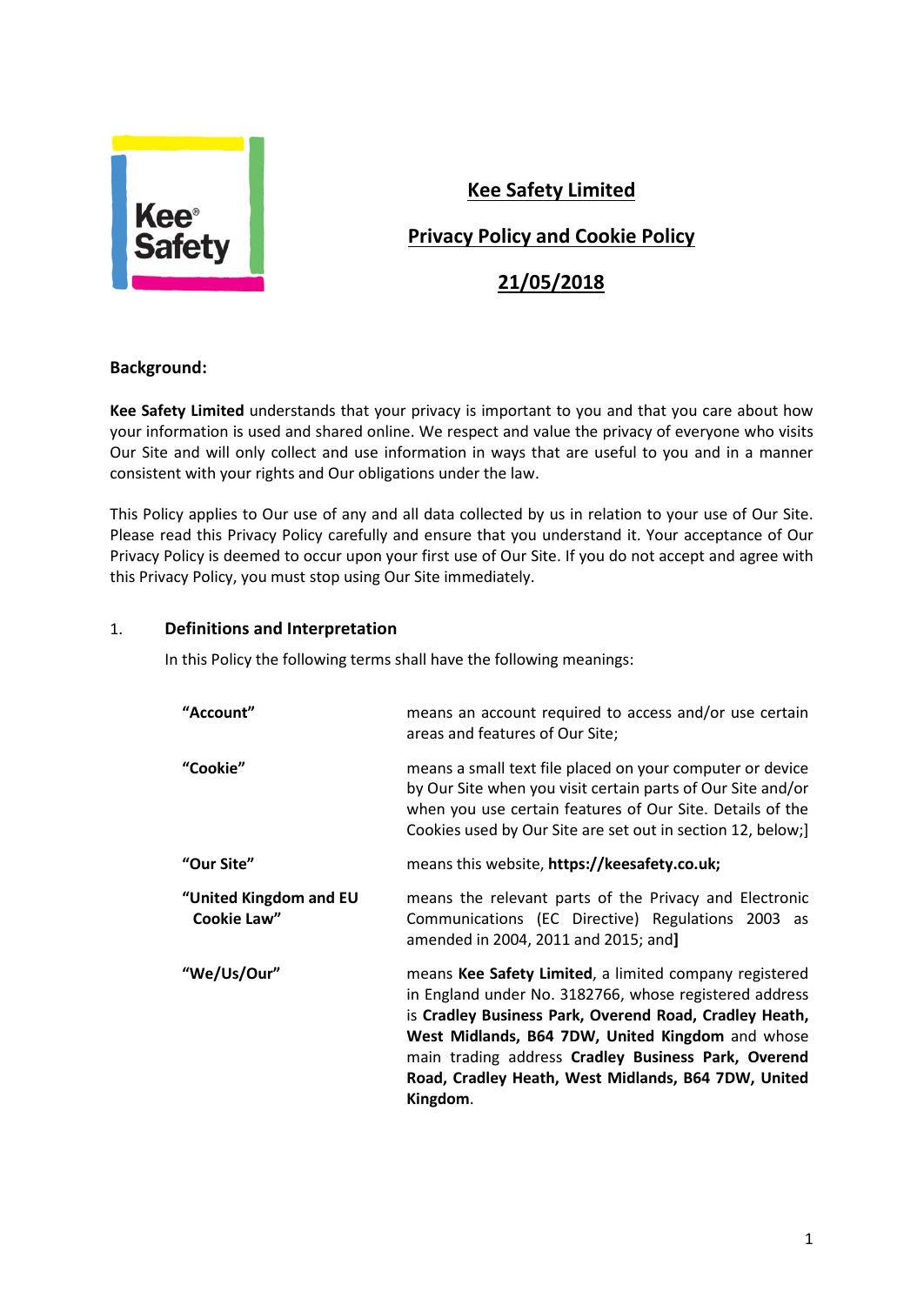# Kee Safety Limited

## Privacy Policy and Cookie Policy

## 21/05/2018

**Background:**

**Kee Safety Limited** understands that your privacy is important to you and that you care about how your information is used and shared online. We respect and value the privacy of everyone who visits Our Site and will only collect and use information in ways that are useful to you and in a manner consistent with your rights and Our obligations under the law.

This Policy applies to Our use of any and all data collected by us in relation to your use of Our Site. Please read this Privacy Policy carefully and ensure that you understand it. Your acceptance of Our Privacy Policy is deemed to occur upon your first use of Our Site. If you do not accept and agree with this Privacy Policy, you must stop using Our Site immediately.

1. **Definitions and Interpretation**

In this Policy the following terms shall have the following meanings:

| | |
|---|---|
| **"Account"** | means an account required to access and/or use certain areas and features of Our Site; |
| **"Cookie"** | means a small text file placed on your computer or device by Our Site when you visit certain parts of Our Site and/or when you use certain features of Our Site. Details of the Cookies used by Our Site are set out in section 12, below;] |
| **"Our Site"** | means this website, **https://keesafety.co.uk;** |
| **"United Kingdom and EU Cookie Law"** | means the relevant parts of the Privacy and Electronic Communications (EC Directive) Regulations 2003 as amended in 2004, 2011 and 2015; and**]** |
| **"We/Us/Our"** | means **Kee Safety Limited**, a limited company registered in England under No. 3182766, whose registered address is **Cradley Business Park, Overend Road, Cradley Heath, West Midlands, B64 7DW, United Kingdom** and whose main trading address **Cradley Business Park, Overend Road, Cradley Heath, West Midlands, B64 7DW, United Kingdom**. |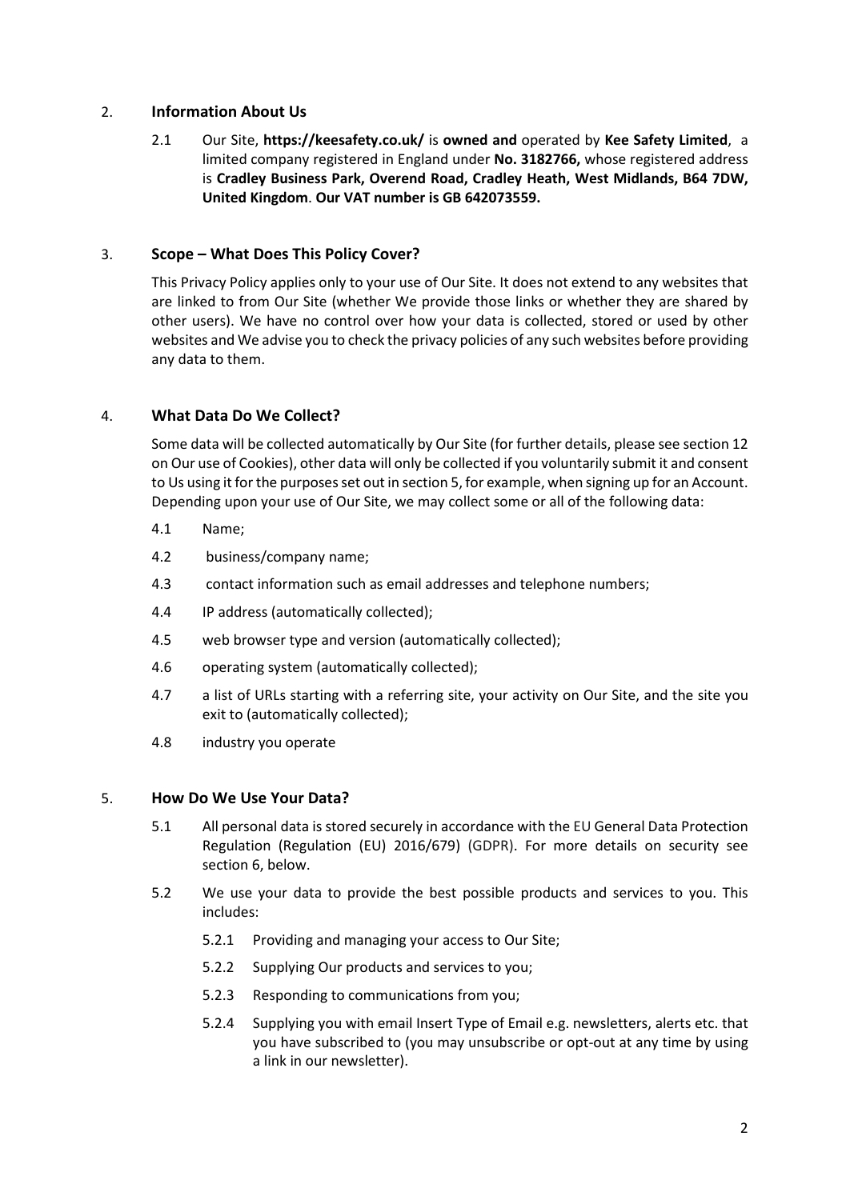## 2. Information About Us

2.1 Our Site, **https://keesafety.co.uk/** is **owned and** operated by **Kee Safety Limited**, a limited company registered in England under **No. 3182766,** whose registered address is **Cradley Business Park, Overend Road, Cradley Heath, West Midlands, B64 7DW, United Kingdom**. **Our VAT number is GB 642073559.**

## 3. Scope – What Does This Policy Cover?

This Privacy Policy applies only to your use of Our Site. It does not extend to any websites that are linked to from Our Site (whether We provide those links or whether they are shared by other users). We have no control over how your data is collected, stored or used by other websites and We advise you to check the privacy policies of any such websites before providing any data to them.

## 4. What Data Do We Collect?

Some data will be collected automatically by Our Site (for further details, please see section 12 on Our use of Cookies), other data will only be collected if you voluntarily submit it and consent to Us using it for the purposes set out in section 5, for example, when signing up for an Account. Depending upon your use of Our Site, we may collect some or all of the following data:

4.1 Name;

4.2 business/company name;

4.3 contact information such as email addresses and telephone numbers;

4.4 IP address (automatically collected);

4.5 web browser type and version (automatically collected);

4.6 operating system (automatically collected);

4.7 a list of URLs starting with a referring site, your activity on Our Site, and the site you exit to (automatically collected);

4.8 industry you operate

## 5. How Do We Use Your Data?

5.1 All personal data is stored securely in accordance with the EU General Data Protection Regulation (Regulation (EU) 2016/679) (GDPR). For more details on security see section 6, below.

5.2 We use your data to provide the best possible products and services to you. This includes:

5.2.1 Providing and managing your access to Our Site;

5.2.2 Supplying Our products and services to you;

5.2.3 Responding to communications from you;

5.2.4 Supplying you with email Insert Type of Email e.g. newsletters, alerts etc. that you have subscribed to (you may unsubscribe or opt-out at any time by using a link in our newsletter).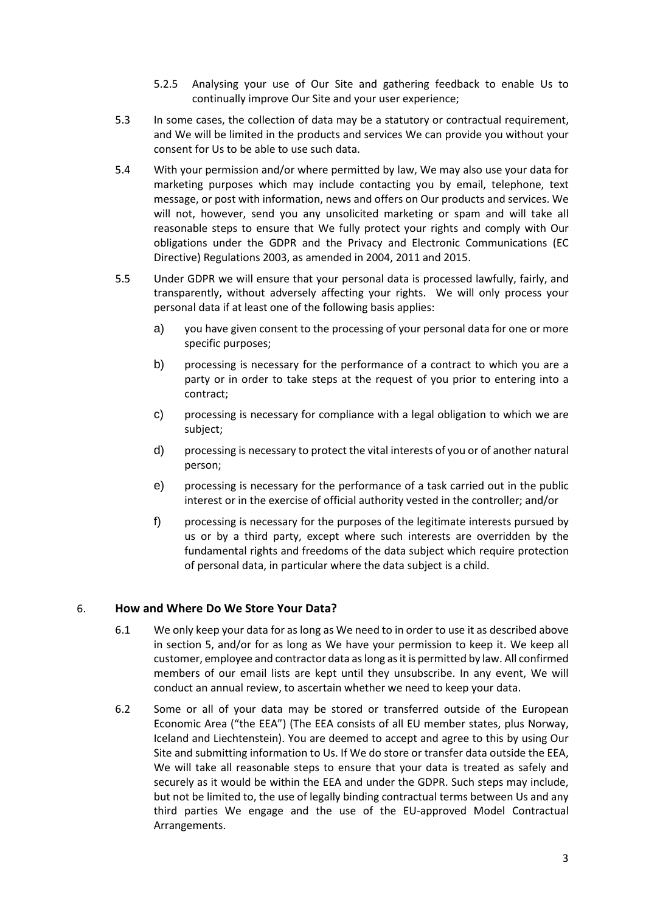5.2.5 Analysing your use of Our Site and gathering feedback to enable Us to continually improve Our Site and your user experience;

5.3 In some cases, the collection of data may be a statutory or contractual requirement, and We will be limited in the products and services We can provide you without your consent for Us to be able to use such data.

5.4 With your permission and/or where permitted by law, We may also use your data for marketing purposes which may include contacting you by email, telephone, text message, or post with information, news and offers on Our products and services. We will not, however, send you any unsolicited marketing or spam and will take all reasonable steps to ensure that We fully protect your rights and comply with Our obligations under the GDPR and the Privacy and Electronic Communications (EC Directive) Regulations 2003, as amended in 2004, 2011 and 2015.

5.5 Under GDPR we will ensure that your personal data is processed lawfully, fairly, and transparently, without adversely affecting your rights. We will only process your personal data if at least one of the following basis applies:

a) you have given consent to the processing of your personal data for one or more specific purposes;

b) processing is necessary for the performance of a contract to which you are a party or in order to take steps at the request of you prior to entering into a contract;

c) processing is necessary for compliance with a legal obligation to which we are subject;

d) processing is necessary to protect the vital interests of you or of another natural person;

e) processing is necessary for the performance of a task carried out in the public interest or in the exercise of official authority vested in the controller; and/or

f) processing is necessary for the purposes of the legitimate interests pursued by us or by a third party, except where such interests are overridden by the fundamental rights and freedoms of the data subject which require protection of personal data, in particular where the data subject is a child.

## 6. How and Where Do We Store Your Data?

6.1 We only keep your data for as long as We need to in order to use it as described above in section 5, and/or for as long as We have your permission to keep it. We keep all customer, employee and contractor data as long as it is permitted by law. All confirmed members of our email lists are kept until they unsubscribe. In any event, We will conduct an annual review, to ascertain whether we need to keep your data.

6.2 Some or all of your data may be stored or transferred outside of the European Economic Area ("the EEA") (The EEA consists of all EU member states, plus Norway, Iceland and Liechtenstein). You are deemed to accept and agree to this by using Our Site and submitting information to Us. If We do store or transfer data outside the EEA, We will take all reasonable steps to ensure that your data is treated as safely and securely as it would be within the EEA and under the GDPR. Such steps may include, but not be limited to, the use of legally binding contractual terms between Us and any third parties We engage and the use of the EU-approved Model Contractual Arrangements.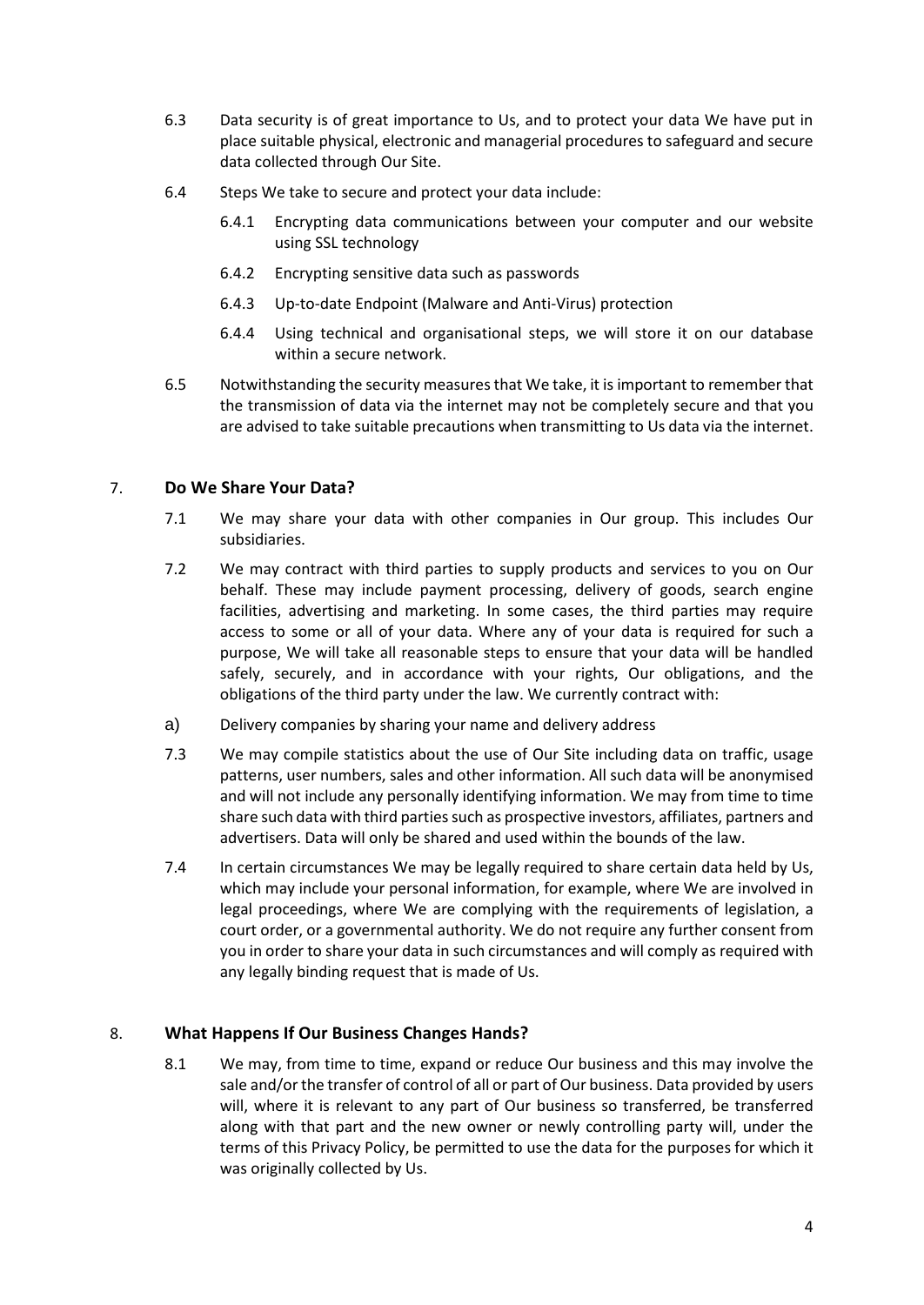6.3 Data security is of great importance to Us, and to protect your data We have put in place suitable physical, electronic and managerial procedures to safeguard and secure data collected through Our Site.

6.4 Steps We take to secure and protect your data include:

6.4.1 Encrypting data communications between your computer and our website using SSL technology

6.4.2 Encrypting sensitive data such as passwords

6.4.3 Up-to-date Endpoint (Malware and Anti-Virus) protection

6.4.4 Using technical and organisational steps, we will store it on our database within a secure network.

6.5 Notwithstanding the security measures that We take, it is important to remember that the transmission of data via the internet may not be completely secure and that you are advised to take suitable precautions when transmitting to Us data via the internet.

## 7. Do We Share Your Data?

7.1 We may share your data with other companies in Our group. This includes Our subsidiaries.

7.2 We may contract with third parties to supply products and services to you on Our behalf. These may include payment processing, delivery of goods, search engine facilities, advertising and marketing. In some cases, the third parties may require access to some or all of your data. Where any of your data is required for such a purpose, We will take all reasonable steps to ensure that your data will be handled safely, securely, and in accordance with your rights, Our obligations, and the obligations of the third party under the law. We currently contract with:

a) Delivery companies by sharing your name and delivery address

7.3 We may compile statistics about the use of Our Site including data on traffic, usage patterns, user numbers, sales and other information. All such data will be anonymised and will not include any personally identifying information. We may from time to time share such data with third parties such as prospective investors, affiliates, partners and advertisers. Data will only be shared and used within the bounds of the law.

7.4 In certain circumstances We may be legally required to share certain data held by Us, which may include your personal information, for example, where We are involved in legal proceedings, where We are complying with the requirements of legislation, a court order, or a governmental authority. We do not require any further consent from you in order to share your data in such circumstances and will comply as required with any legally binding request that is made of Us.

## 8. What Happens If Our Business Changes Hands?

8.1 We may, from time to time, expand or reduce Our business and this may involve the sale and/or the transfer of control of all or part of Our business. Data provided by users will, where it is relevant to any part of Our business so transferred, be transferred along with that part and the new owner or newly controlling party will, under the terms of this Privacy Policy, be permitted to use the data for the purposes for which it was originally collected by Us.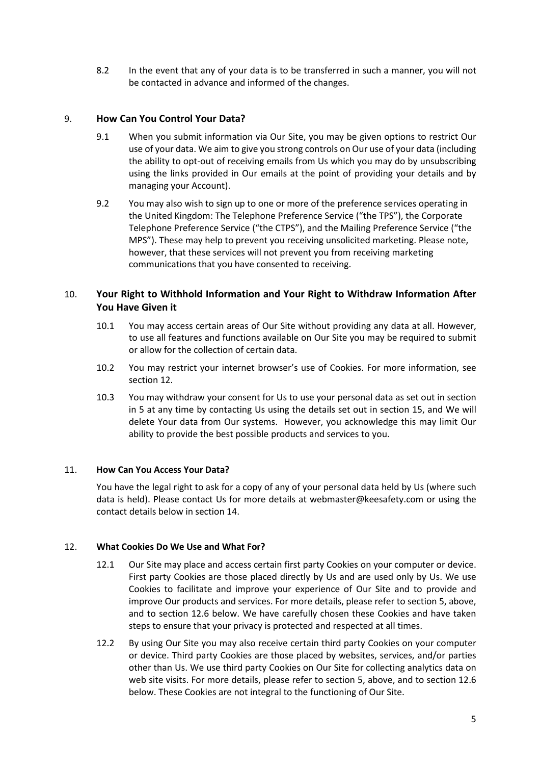8.2 In the event that any of your data is to be transferred in such a manner, you will not be contacted in advance and informed of the changes.

## 9. How Can You Control Your Data?

9.1 When you submit information via Our Site, you may be given options to restrict Our use of your data. We aim to give you strong controls on Our use of your data (including the ability to opt-out of receiving emails from Us which you may do by unsubscribing using the links provided in Our emails at the point of providing your details and by managing your Account).

9.2 You may also wish to sign up to one or more of the preference services operating in the United Kingdom: The Telephone Preference Service ("the TPS"), the Corporate Telephone Preference Service ("the CTPS"), and the Mailing Preference Service ("the MPS"). These may help to prevent you receiving unsolicited marketing. Please note, however, that these services will not prevent you from receiving marketing communications that you have consented to receiving.

## 10. Your Right to Withhold Information and Your Right to Withdraw Information After You Have Given it

10.1 You may access certain areas of Our Site without providing any data at all. However, to use all features and functions available on Our Site you may be required to submit or allow for the collection of certain data.

10.2 You may restrict your internet browser's use of Cookies. For more information, see section 12.

10.3 You may withdraw your consent for Us to use your personal data as set out in section in 5 at any time by contacting Us using the details set out in section 15, and We will delete Your data from Our systems. However, you acknowledge this may limit Our ability to provide the best possible products and services to you.

## 11. How Can You Access Your Data?

You have the legal right to ask for a copy of any of your personal data held by Us (where such data is held). Please contact Us for more details at webmaster@keesafety.com or using the contact details below in section 14.

## 12. What Cookies Do We Use and What For?

12.1 Our Site may place and access certain first party Cookies on your computer or device. First party Cookies are those placed directly by Us and are used only by Us. We use Cookies to facilitate and improve your experience of Our Site and to provide and improve Our products and services. For more details, please refer to section 5, above, and to section 12.6 below. We have carefully chosen these Cookies and have taken steps to ensure that your privacy is protected and respected at all times.

12.2 By using Our Site you may also receive certain third party Cookies on your computer or device. Third party Cookies are those placed by websites, services, and/or parties other than Us. We use third party Cookies on Our Site for collecting analytics data on web site visits. For more details, please refer to section 5, above, and to section 12.6 below. These Cookies are not integral to the functioning of Our Site.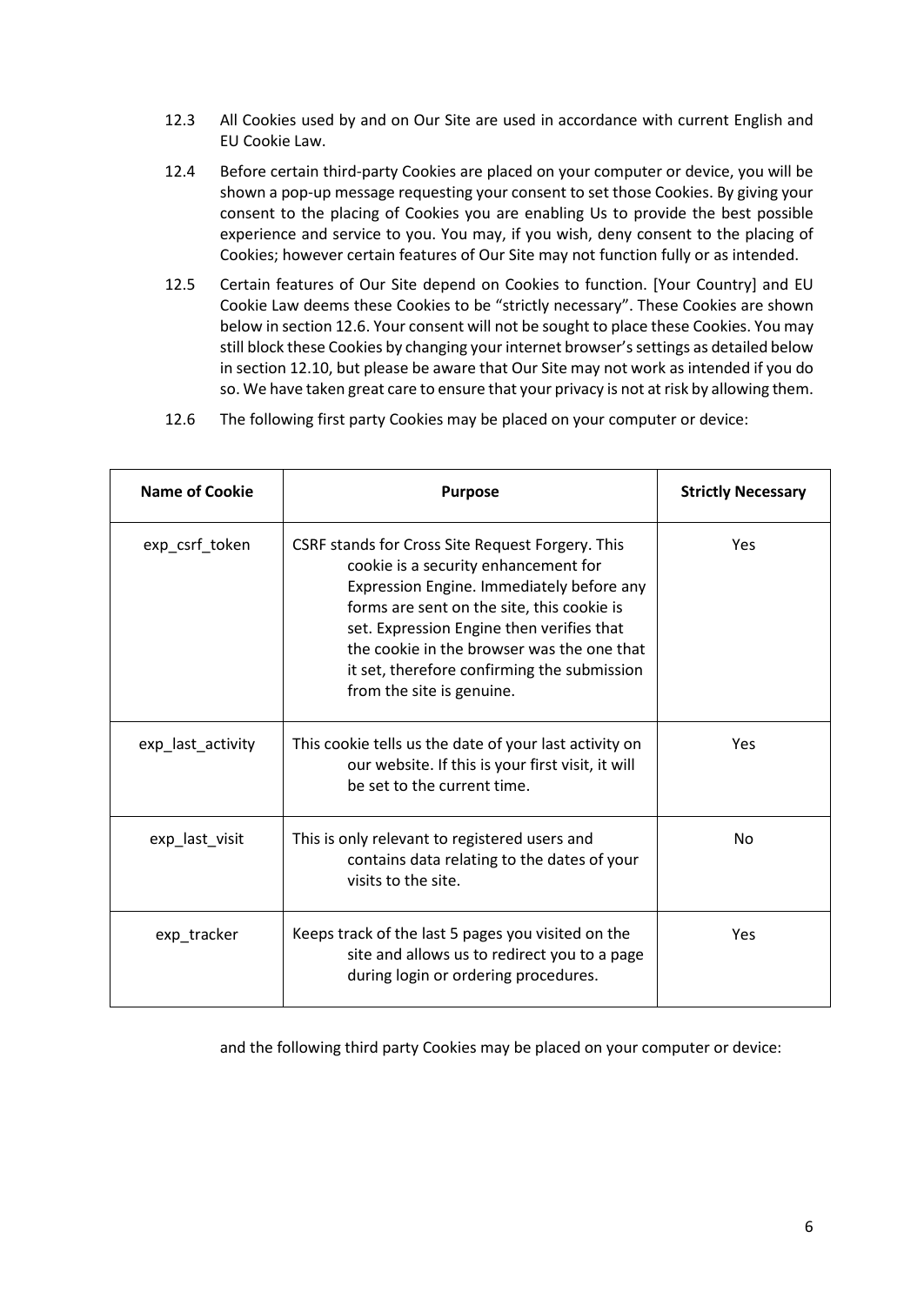12.3 All Cookies used by and on Our Site are used in accordance with current English and EU Cookie Law.

12.4 Before certain third-party Cookies are placed on your computer or device, you will be shown a pop-up message requesting your consent to set those Cookies. By giving your consent to the placing of Cookies you are enabling Us to provide the best possible experience and service to you. You may, if you wish, deny consent to the placing of Cookies; however certain features of Our Site may not function fully or as intended.

12.5 Certain features of Our Site depend on Cookies to function. [Your Country] and EU Cookie Law deems these Cookies to be "strictly necessary". These Cookies are shown below in section 12.6. Your consent will not be sought to place these Cookies. You may still block these Cookies by changing your internet browser's settings as detailed below in section 12.10, but please be aware that Our Site may not work as intended if you do so. We have taken great care to ensure that your privacy is not at risk by allowing them.

12.6 The following first party Cookies may be placed on your computer or device:

| Name of Cookie | Purpose | Strictly Necessary |
| --- | --- | --- |
| exp_csrf_token | CSRF stands for Cross Site Request Forgery. This cookie is a security enhancement for Expression Engine. Immediately before any forms are sent on the site, this cookie is set. Expression Engine then verifies that the cookie in the browser was the one that it set, therefore confirming the submission from the site is genuine. | Yes |
| exp_last_activity | This cookie tells us the date of your last activity on our website. If this is your first visit, it will be set to the current time. | Yes |
| exp_last_visit | This is only relevant to registered users and contains data relating to the dates of your visits to the site. | No |
| exp_tracker | Keeps track of the last 5 pages you visited on the site and allows us to redirect you to a page during login or ordering procedures. | Yes |

and the following third party Cookies may be placed on your computer or device: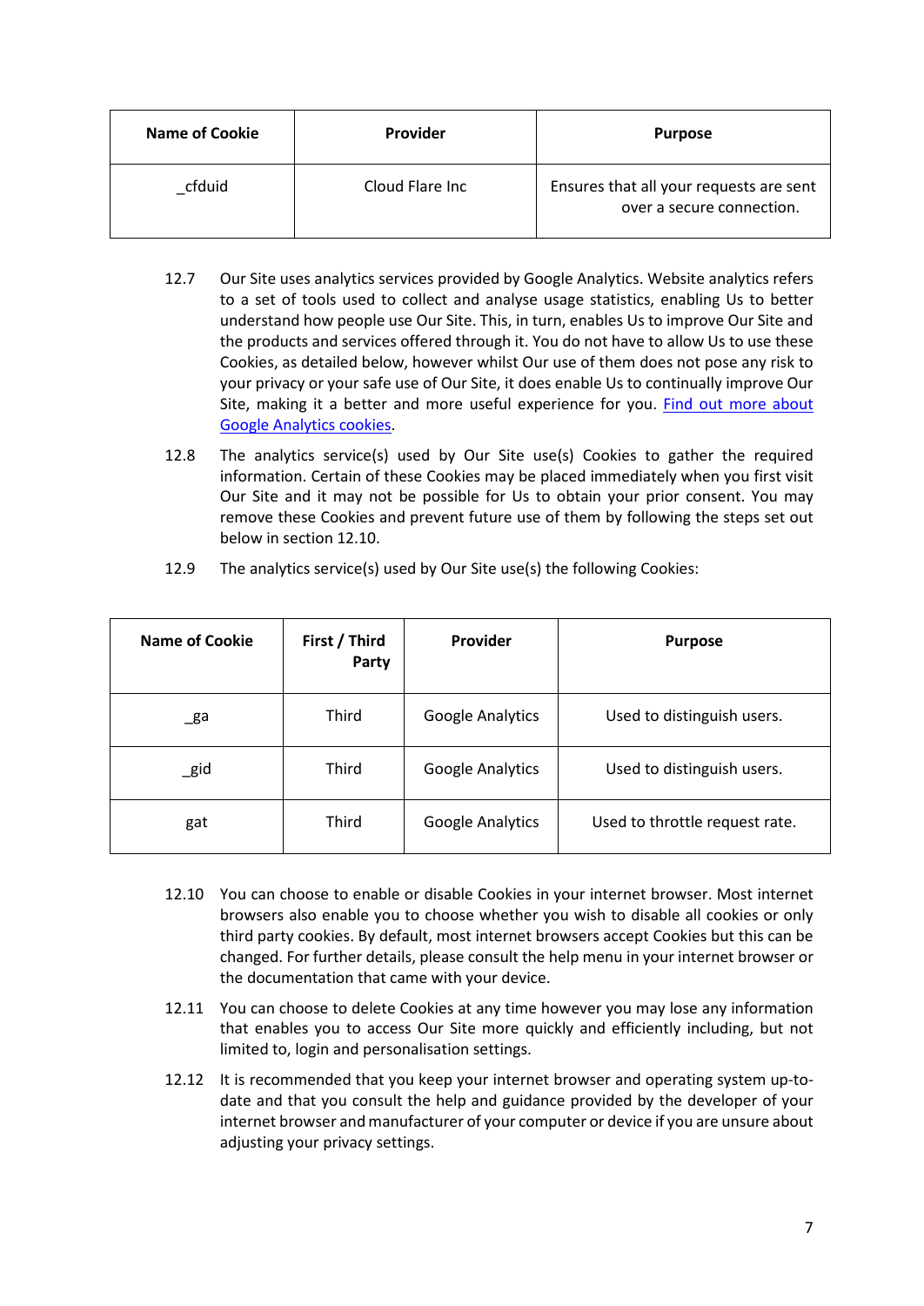| Name of Cookie | Provider | Purpose |
|---|---|---|
| _cfduid | Cloud Flare Inc | Ensures that all your requests are sent over a secure connection. |

12.7 Our Site uses analytics services provided by Google Analytics. Website analytics refers to a set of tools used to collect and analyse usage statistics, enabling Us to better understand how people use Our Site. This, in turn, enables Us to improve Our Site and the products and services offered through it. You do not have to allow Us to use these Cookies, as detailed below, however whilst Our use of them does not pose any risk to your privacy or your safe use of Our Site, it does enable Us to continually improve Our Site, making it a better and more useful experience for you. [Find out more about Google Analytics cookies].

12.8 The analytics service(s) used by Our Site use(s) Cookies to gather the required information. Certain of these Cookies may be placed immediately when you first visit Our Site and it may not be possible for Us to obtain your prior consent. You may remove these Cookies and prevent future use of them by following the steps set out below in section 12.10.

12.9 The analytics service(s) used by Our Site use(s) the following Cookies:

| Name of Cookie | First / Third Party | Provider | Purpose |
|---|---|---|---|
| _ga | Third | Google Analytics | Used to distinguish users. |
| _gid | Third | Google Analytics | Used to distinguish users. |
| gat | Third | Google Analytics | Used to throttle request rate. |

12.10 You can choose to enable or disable Cookies in your internet browser. Most internet browsers also enable you to choose whether you wish to disable all cookies or only third party cookies. By default, most internet browsers accept Cookies but this can be changed. For further details, please consult the help menu in your internet browser or the documentation that came with your device.

12.11 You can choose to delete Cookies at any time however you may lose any information that enables you to access Our Site more quickly and efficiently including, but not limited to, login and personalisation settings.

12.12 It is recommended that you keep your internet browser and operating system up-to-date and that you consult the help and guidance provided by the developer of your internet browser and manufacturer of your computer or device if you are unsure about adjusting your privacy settings.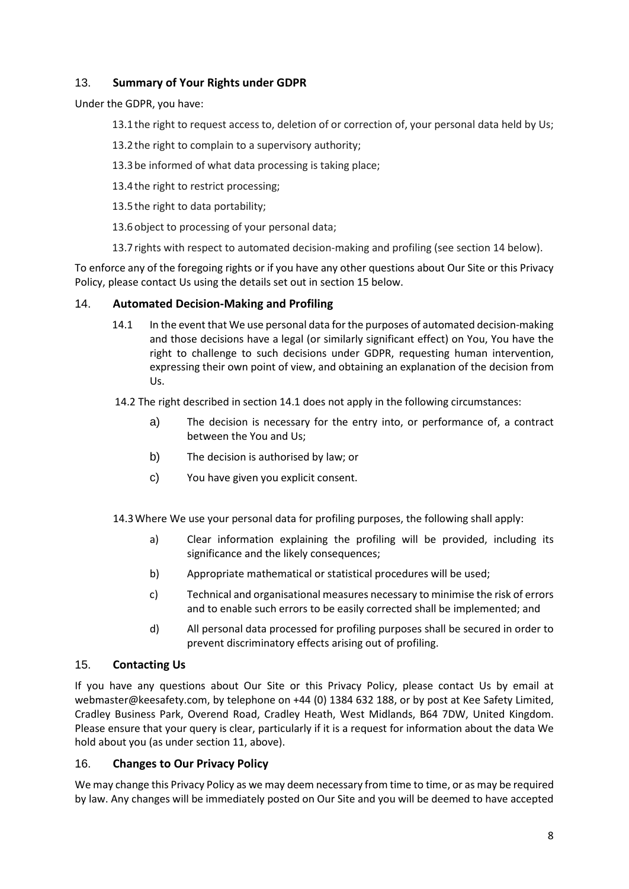## 13. **Summary of Your Rights under GDPR**

Under the GDPR, you have:

13.1 the right to request access to, deletion of or correction of, your personal data held by Us;

13.2 the right to complain to a supervisory authority;

13.3 be informed of what data processing is taking place;

13.4 the right to restrict processing;

13.5 the right to data portability;

13.6 object to processing of your personal data;

13.7 rights with respect to automated decision-making and profiling (see section 14 below).

To enforce any of the foregoing rights or if you have any other questions about Our Site or this Privacy Policy, please contact Us using the details set out in section 15 below.

## 14. **Automated Decision-Making and Profiling**

14.1 In the event that We use personal data for the purposes of automated decision-making and those decisions have a legal (or similarly significant effect) on You, You have the right to challenge to such decisions under GDPR, requesting human intervention, expressing their own point of view, and obtaining an explanation of the decision from Us.

14.2 The right described in section 14.1 does not apply in the following circumstances:

a) The decision is necessary for the entry into, or performance of, a contract between the You and Us;

b) The decision is authorised by law; or

c) You have given you explicit consent.

14.3 Where We use your personal data for profiling purposes, the following shall apply:

a) Clear information explaining the profiling will be provided, including its significance and the likely consequences;

b) Appropriate mathematical or statistical procedures will be used;

c) Technical and organisational measures necessary to minimise the risk of errors and to enable such errors to be easily corrected shall be implemented; and

d) All personal data processed for profiling purposes shall be secured in order to prevent discriminatory effects arising out of profiling.

## 15. **Contacting Us**

If you have any questions about Our Site or this Privacy Policy, please contact Us by email at webmaster@keesafety.com, by telephone on +44 (0) 1384 632 188, or by post at Kee Safety Limited, Cradley Business Park, Overend Road, Cradley Heath, West Midlands, B64 7DW, United Kingdom. Please ensure that your query is clear, particularly if it is a request for information about the data We hold about you (as under section 11, above).

## 16. **Changes to Our Privacy Policy**

We may change this Privacy Policy as we may deem necessary from time to time, or as may be required by law. Any changes will be immediately posted on Our Site and you will be deemed to have accepted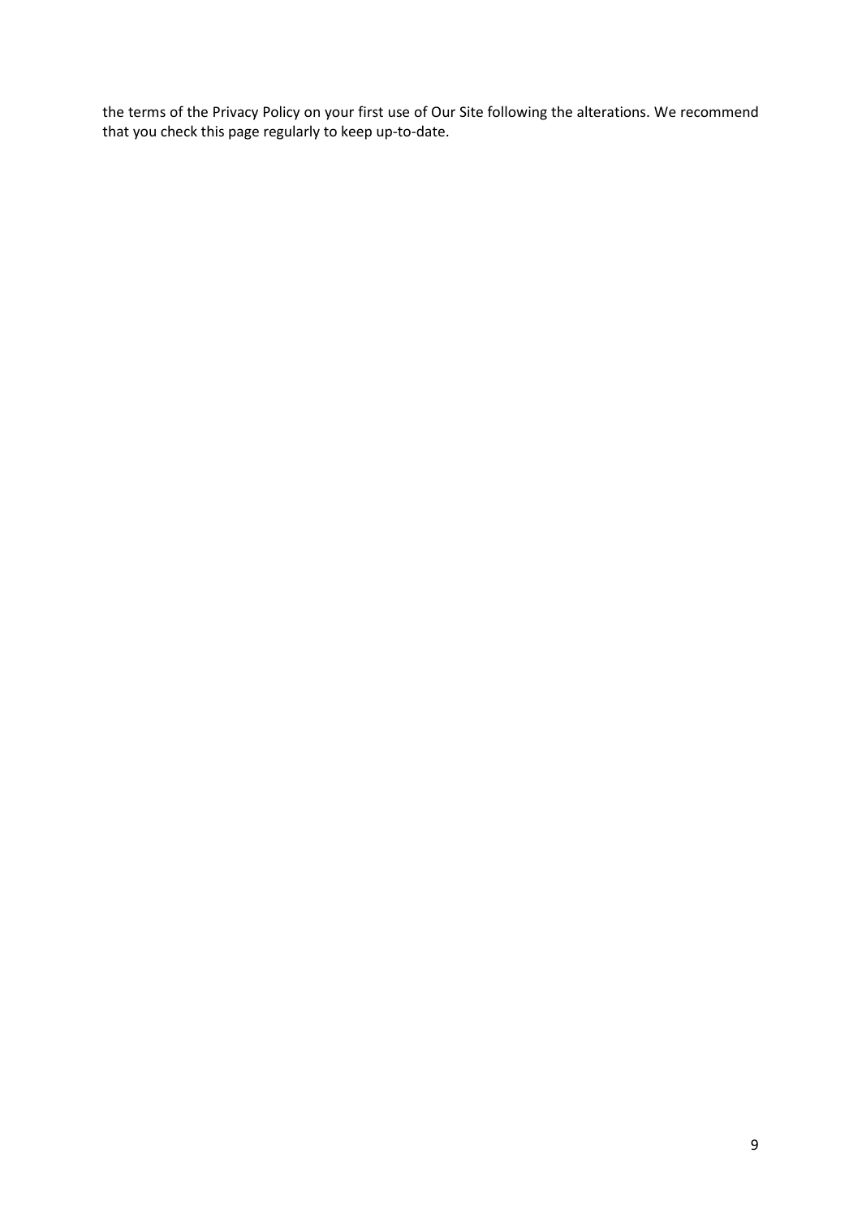the terms of the Privacy Policy on your first use of Our Site following the alterations. We recommend that you check this page regularly to keep up-to-date.